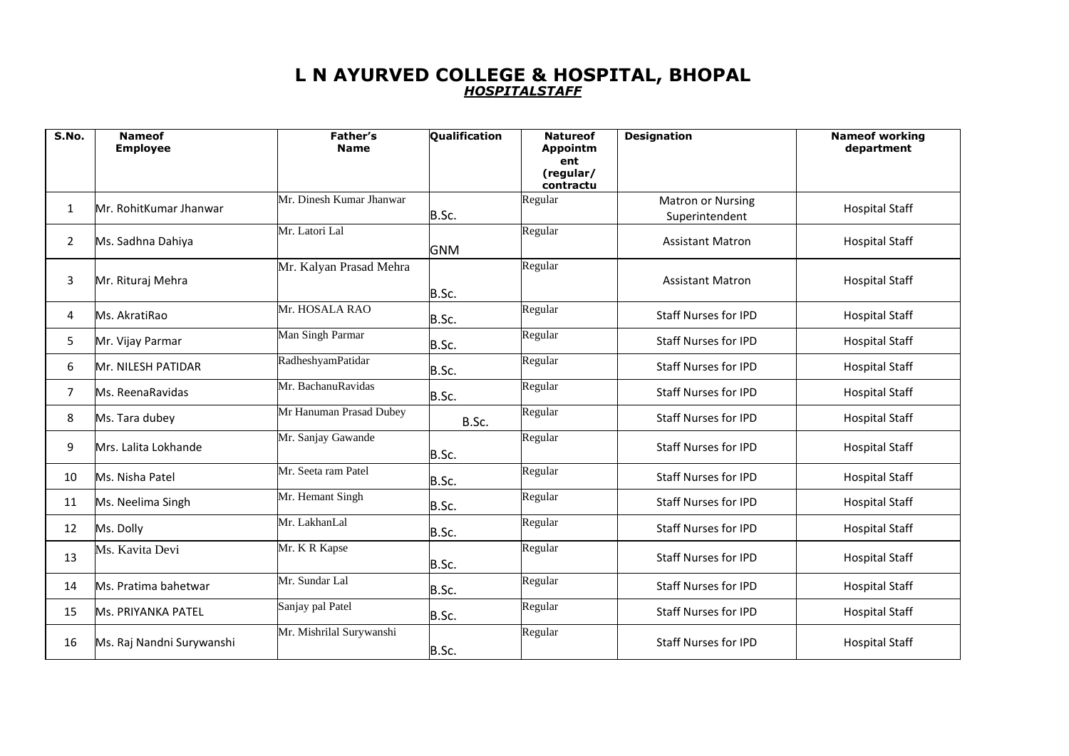# L N AYURVED COLLEGE & HOSPITAL, BHOPAL

***HOSPITALSTAFF***

| S.No. | Nameof Employee | Father's Name | Qualification | Natureof Appointment (regular/ contractu | Designation | Nameof working department |
|---|---|---|---|---|---|---|
| 1 | Mr. RohitKumar Jhanwar | Mr. Dinesh Kumar Jhanwar | B.Sc. | Regular | Matron or Nursing Superintendent | Hospital Staff |
| 2 | Ms. Sadhna Dahiya | Mr. Latori Lal | GNM | Regular | Assistant Matron | Hospital Staff |
| 3 | Mr. Rituraj Mehra | Mr. Kalyan Prasad Mehra | B.Sc. | Regular | Assistant Matron | Hospital Staff |
| 4 | Ms. AkratiRao | Mr. HOSALA RAO | B.Sc. | Regular | Staff Nurses for IPD | Hospital Staff |
| 5 | Mr. Vijay Parmar | Man Singh Parmar | B.Sc. | Regular | Staff Nurses for IPD | Hospital Staff |
| 6 | Mr. NILESH PATIDAR | RadheshyamPatidar | B.Sc. | Regular | Staff Nurses for IPD | Hospital Staff |
| 7 | Ms. ReenaRavidas | Mr. BachanuRavidas | B.Sc. | Regular | Staff Nurses for IPD | Hospital Staff |
| 8 | Ms. Tara dubey | Mr Hanuman Prasad Dubey | B.Sc. | Regular | Staff Nurses for IPD | Hospital Staff |
| 9 | Mrs. Lalita Lokhande | Mr. Sanjay Gawande | B.Sc. | Regular | Staff Nurses for IPD | Hospital Staff |
| 10 | Ms. Nisha Patel | Mr. Seeta ram Patel | B.Sc. | Regular | Staff Nurses for IPD | Hospital Staff |
| 11 | Ms. Neelima Singh | Mr. Hemant Singh | B.Sc. | Regular | Staff Nurses for IPD | Hospital Staff |
| 12 | Ms. Dolly | Mr. LakhanLal | B.Sc. | Regular | Staff Nurses for IPD | Hospital Staff |
| 13 | Ms. Kavita Devi | Mr. K R Kapse | B.Sc. | Regular | Staff Nurses for IPD | Hospital Staff |
| 14 | Ms. Pratima bahetwar | Mr. Sundar Lal | B.Sc. | Regular | Staff Nurses for IPD | Hospital Staff |
| 15 | Ms. PRIYANKA PATEL | Sanjay pal Patel | B.Sc. | Regular | Staff Nurses for IPD | Hospital Staff |
| 16 | Ms. Raj Nandni Surywanshi | Mr. Mishrilal Surywanshi | B.Sc. | Regular | Staff Nurses for IPD | Hospital Staff |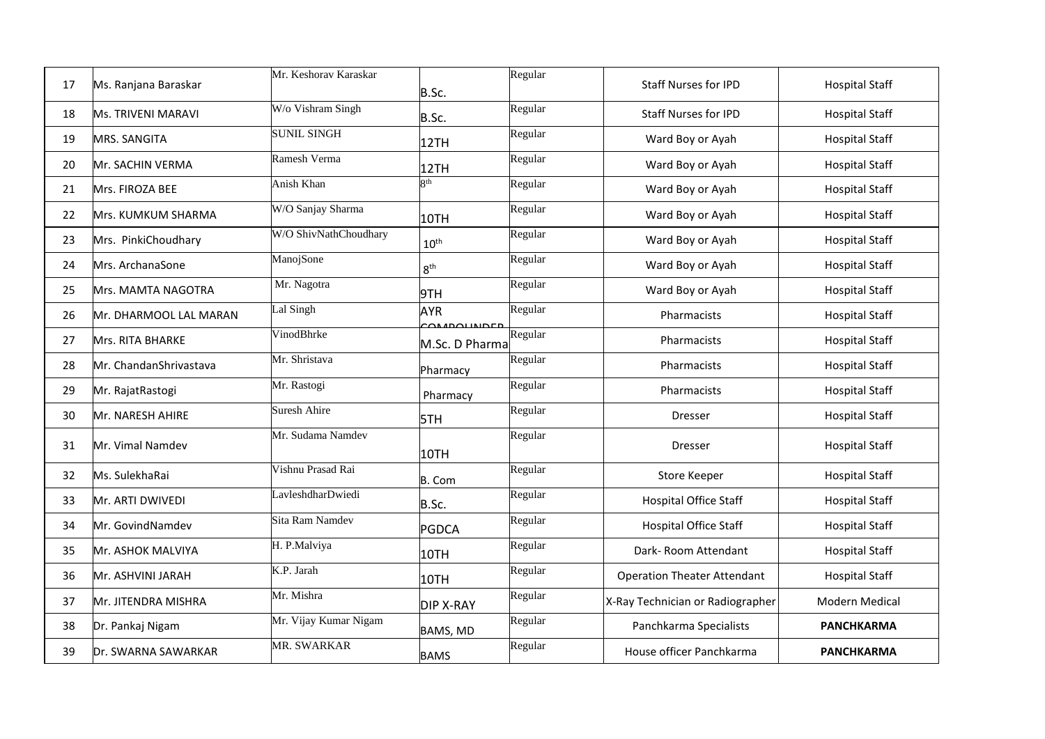| 17 | Ms. Ranjana Baraskar | Mr. Keshorav Karaskar | B.Sc. | Regular | Staff Nurses for IPD | Hospital Staff |
|---|---|---|---|---|---|---|
| 18 | Ms. TRIVENI MARAVI | W/o Vishram Singh | B.Sc. | Regular | Staff Nurses for IPD | Hospital Staff |
| 19 | MRS. SANGITA | SUNIL SINGH | 12TH | Regular | Ward Boy or Ayah | Hospital Staff |
| 20 | Mr. SACHIN VERMA | Ramesh Verma | 12TH | Regular | Ward Boy or Ayah | Hospital Staff |
| 21 | Mrs. FIROZA BEE | Anish Khan | 8th | Regular | Ward Boy or Ayah | Hospital Staff |
| 22 | Mrs. KUMKUM SHARMA | W/O Sanjay Sharma | 10TH | Regular | Ward Boy or Ayah | Hospital Staff |
| 23 | Mrs. PinkiChoudhary | W/O ShivNathChoudhary | 10th | Regular | Ward Boy or Ayah | Hospital Staff |
| 24 | Mrs. ArchanaSone | ManojSone | 8th | Regular | Ward Boy or Ayah | Hospital Staff |
| 25 | Mrs. MAMTA NAGOTRA | Mr. Nagotra | 9TH | Regular | Ward Boy or Ayah | Hospital Staff |
| 26 | Mr. DHARMOOL LAL MARAN | Lal Singh | AYR COMPOUNDER | Regular | Pharmacists | Hospital Staff |
| 27 | Mrs. RITA BHARKE | VinodBhrke | M.Sc. D Pharma | Regular | Pharmacists | Hospital Staff |
| 28 | Mr. ChandanShrivastava | Mr. Shristava | Pharmacy | Regular | Pharmacists | Hospital Staff |
| 29 | Mr. RajatRastogi | Mr. Rastogi | Pharmacy | Regular | Pharmacists | Hospital Staff |
| 30 | Mr. NARESH AHIRE | Suresh Ahire | 5TH | Regular | Dresser | Hospital Staff |
| 31 | Mr. Vimal Namdev | Mr. Sudama Namdev | 10TH | Regular | Dresser | Hospital Staff |
| 32 | Ms. SulekhaRai | Vishnu Prasad Rai | B. Com | Regular | Store Keeper | Hospital Staff |
| 33 | Mr. ARTI DWIVEDI | LavleshdharDwiedi | B.Sc. | Regular | Hospital Office Staff | Hospital Staff |
| 34 | Mr. GovindNamdev | Sita Ram Namdev | PGDCA | Regular | Hospital Office Staff | Hospital Staff |
| 35 | Mr. ASHOK MALVIYA | H. P.Malviya | 10TH | Regular | Dark- Room Attendant | Hospital Staff |
| 36 | Mr. ASHVINI JARAH | K.P. Jarah | 10TH | Regular | Operation Theater Attendant | Hospital Staff |
| 37 | Mr. JITENDRA MISHRA | Mr. Mishra | DIP X-RAY | Regular | X-Ray Technician or Radiographer | Modern Medical |
| 38 | Dr. Pankaj Nigam | Mr. Vijay Kumar Nigam | BAMS, MD | Regular | Panchkarma Specialists | **PANCHKARMA** |
| 39 | Dr. SWARNA SAWARKAR | MR. SWARKAR | BAMS | Regular | House officer Panchkarma | **PANCHKARMA** |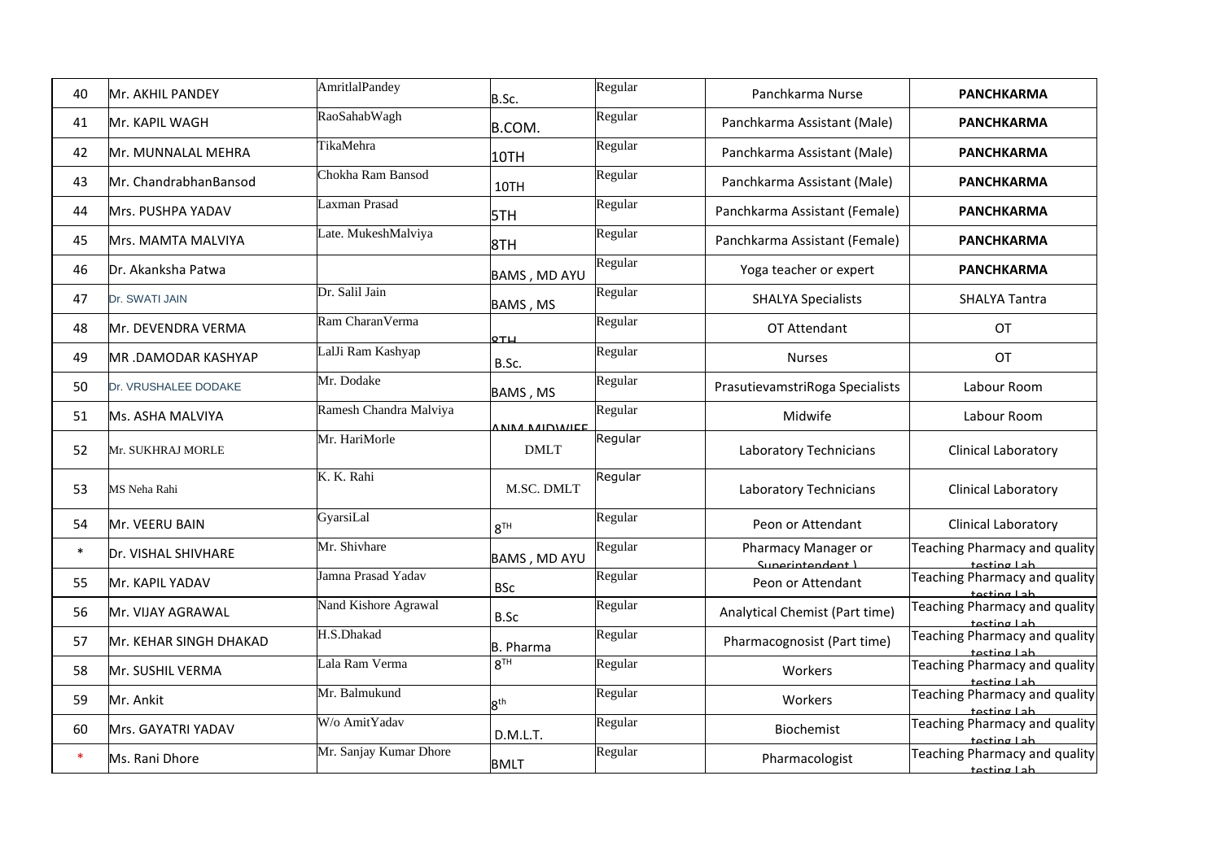| 40 | Mr. AKHIL PANDEY | AmritlalPandey | B.Sc. | Regular | Panchkarma Nurse | **PANCHKARMA** |
|---|---|---|---|---|---|---|
| 41 | Mr. KAPIL WAGH | RaoSahabWagh | B.COM. | Regular | Panchkarma Assistant (Male) | **PANCHKARMA** |
| 42 | Mr. MUNNALAL MEHRA | TikaMehra | 10TH | Regular | Panchkarma Assistant (Male) | **PANCHKARMA** |
| 43 | Mr. ChandrabhanBansod | Chokha Ram Bansod | 10TH | Regular | Panchkarma Assistant (Male) | **PANCHKARMA** |
| 44 | Mrs. PUSHPA YADAV | Laxman Prasad | 5TH | Regular | Panchkarma Assistant (Female) | **PANCHKARMA** |
| 45 | Mrs. MAMTA MALVIYA | Late. MukeshMalviya | 8TH | Regular | Panchkarma Assistant (Female) | **PANCHKARMA** |
| 46 | Dr. Akanksha Patwa | | BAMS , MD AYU | Regular | Yoga teacher or expert | **PANCHKARMA** |
| 47 | Dr. SWATI JAIN | Dr. Salil Jain | BAMS , MS | Regular | SHALYA Specialists | SHALYA Tantra |
| 48 | Mr. DEVENDRA VERMA | Ram CharanVerma | 8TH | Regular | OT Attendant | OT |
| 49 | MR .DAMODAR KASHYAP | LalJi Ram Kashyap | B.Sc. | Regular | Nurses | OT |
| 50 | Dr. VRUSHALEE DODAKE | Mr. Dodake | BAMS , MS | Regular | PrasutievamstriRoga Specialists | Labour Room |
| 51 | Ms. ASHA MALVIYA | Ramesh Chandra Malviya | ANM MIDWIFE | Regular | Midwife | Labour Room |
| 52 | Mr. SUKHRAJ MORLE | Mr. HariMorle | DMLT | Regular | Laboratory Technicians | Clinical Laboratory |
| 53 | MS Neha Rahi | K. K. Rahi | M.SC. DMLT | Regular | Laboratory Technicians | Clinical Laboratory |
| 54 | Mr. VEERU BAIN | GyarsiLal | 8TH | Regular | Peon or Attendant | Clinical Laboratory |
| * | Dr. VISHAL SHIVHARE | Mr. Shivhare | BAMS , MD AYU | Regular | Pharmacy Manager or Superintendent ) | Teaching Pharmacy and quality testing Lab |
| 55 | Mr. KAPIL YADAV | Jamna Prasad Yadav | BSc | Regular | Peon or Attendant | Teaching Pharmacy and quality testing Lab |
| 56 | Mr. VIJAY AGRAWAL | Nand Kishore Agrawal | B.Sc | Regular | Analytical Chemist (Part time) | Teaching Pharmacy and quality testing Lab |
| 57 | Mr. KEHAR SINGH DHAKAD | H.S.Dhakad | B. Pharma | Regular | Pharmacognosist (Part time) | Teaching Pharmacy and quality testing Lab |
| 58 | Mr. SUSHIL VERMA | Lala Ram Verma | 8TH | Regular | Workers | Teaching Pharmacy and quality testing Lab |
| 59 | Mr. Ankit | Mr. Balmukund | 8th | Regular | Workers | Teaching Pharmacy and quality testing Lab |
| 60 | Mrs. GAYATRI YADAV | W/o AmitYadav | D.M.L.T. | Regular | Biochemist | Teaching Pharmacy and quality testing Lab |
| * | Ms. Rani Dhore | Mr. Sanjay Kumar Dhore | BMLT | Regular | Pharmacologist | Teaching Pharmacy and quality testing Lab |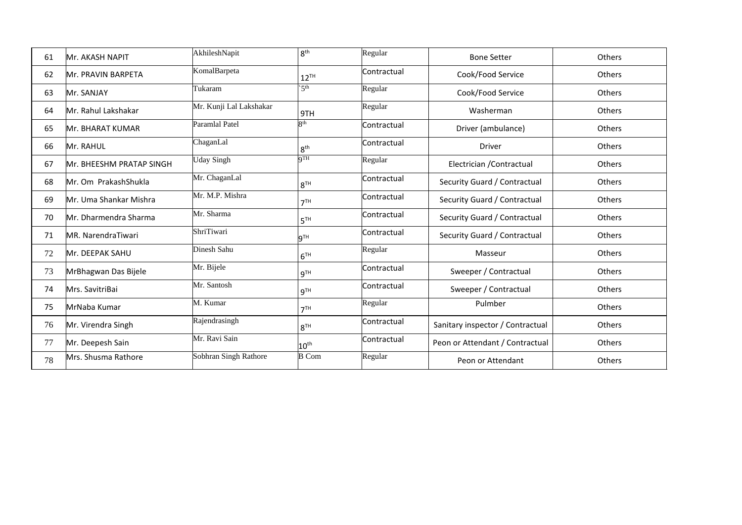| 61 | Mr. AKASH NAPIT | AkhileshNapit | 8th | Regular | Bone Setter | Others |
|---|---|---|---|---|---|---|
| 62 | Mr. PRAVIN BARPETA | KomalBarpeta | 12TH | Contractual | Cook/Food Service | Others |
| 63 | Mr. SANJAY | Tukaram | `5th | Regular | Cook/Food Service | Others |
| 64 | Mr. Rahul Lakshakar | Mr. Kunji Lal Lakshakar | 9TH | Regular | Washerman | Others |
| 65 | Mr. BHARAT KUMAR | Paramlal Patel | 8th | Contractual | Driver (ambulance) | Others |
| 66 | Mr. RAHUL | ChaganLal | 8th | Contractual | Driver | Others |
| 67 | Mr. BHEESHM PRATAP SINGH | Uday Singh | 9TH | Regular | Electrician /Contractual | Others |
| 68 | Mr. Om PrakashShukla | Mr. ChaganLal | 8TH | Contractual | Security Guard / Contractual | Others |
| 69 | Mr. Uma Shankar Mishra | Mr. M.P. Mishra | 7TH | Contractual | Security Guard / Contractual | Others |
| 70 | Mr. Dharmendra Sharma | Mr. Sharma | 5TH | Contractual | Security Guard / Contractual | Others |
| 71 | MR. NarendraTiwari | ShriTiwari | 9TH | Contractual | Security Guard / Contractual | Others |
| 72 | Mr. DEEPAK SAHU | Dinesh Sahu | 6TH | Regular | Masseur | Others |
| 73 | MrBhagwan Das Bijele | Mr. Bijele | 9TH | Contractual | Sweeper / Contractual | Others |
| 74 | Mrs. SavitriBai | Mr. Santosh | 9TH | Contractual | Sweeper / Contractual | Others |
| 75 | MrNaba Kumar | M. Kumar | 7TH | Regular | Pulmber | Others |
| 76 | Mr. Virendra Singh | Rajendrasingh | 8TH | Contractual | Sanitary inspector / Contractual | Others |
| 77 | Mr. Deepesh Sain | Mr. Ravi Sain | 10th | Contractual | Peon or Attendant / Contractual | Others |
| 78 | Mrs. Shusma Rathore | Sobhran Singh Rathore | B Com | Regular | Peon or Attendant | Others |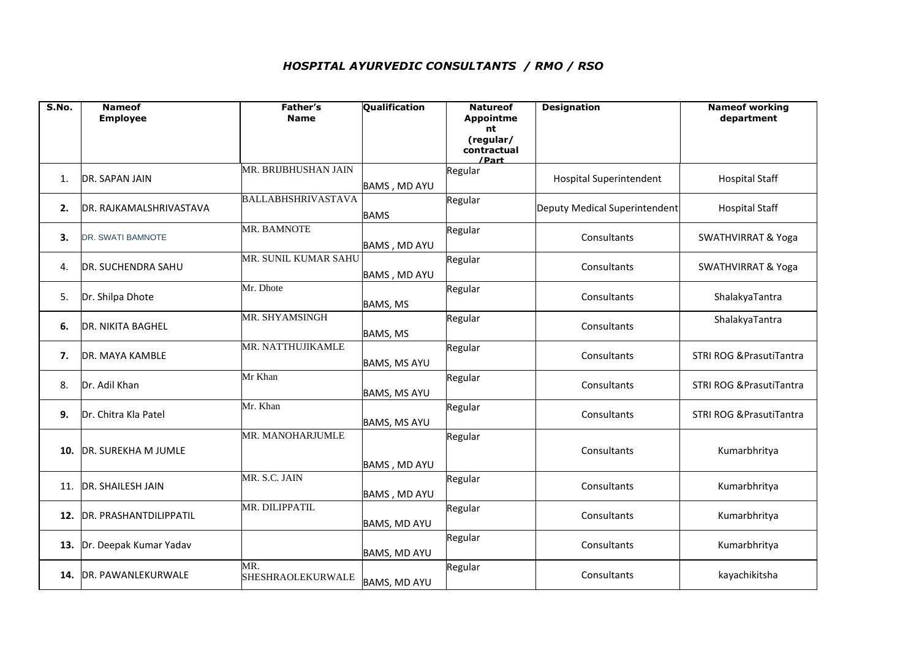# *HOSPITAL AYURVEDIC CONSULTANTS / RMO / RSO*

| S.No. | Nameof Employee | Father's Name | Qualification | Natureof Appointment (regular/ contractual /Part | Designation | Nameof working department |
|---|---|---|---|---|---|---|
| 1. | DR. SAPAN JAIN | MR. BRIJBHUSHAN JAIN | BAMS , MD AYU | Regular | Hospital Superintendent | Hospital Staff |
| **2.** | DR. RAJKAMALSHRIVASTAVA | BALLABHSHRIVASTAVA | BAMS | Regular | Deputy Medical Superintendent | Hospital Staff |
| **3.** | DR. SWATI BAMNOTE | MR. BAMNOTE | BAMS , MD AYU | Regular | Consultants | SWATHVIRRAT & Yoga |
| 4. | DR. SUCHENDRA SAHU | MR. SUNIL KUMAR SAHU | BAMS , MD AYU | Regular | Consultants | SWATHVIRRAT & Yoga |
| 5. | Dr. Shilpa Dhote | Mr. Dhote | BAMS, MS | Regular | Consultants | ShalakyaTantra |
| **6.** | DR. NIKITA BAGHEL | MR. SHYAMSINGH | BAMS, MS | Regular | Consultants | ShalakyaTantra |
| **7.** | DR. MAYA KAMBLE | MR. NATTHUJIKAMLE | BAMS, MS AYU | Regular | Consultants | STRI ROG &PrasutiTantra |
| 8. | Dr. Adil Khan | Mr Khan | BAMS, MS AYU | Regular | Consultants | STRI ROG &PrasutiTantra |
| **9.** | Dr. Chitra Kla Patel | Mr. Khan | BAMS, MS AYU | Regular | Consultants | STRI ROG &PrasutiTantra |
| **10.** | DR. SUREKHA M JUMLE | MR. MANOHARJUMLE | BAMS , MD AYU | Regular | Consultants | Kumarbhritya |
| 11. | DR. SHAILESH JAIN | MR. S.C. JAIN | BAMS , MD AYU | Regular | Consultants | Kumarbhritya |
| **12.** | DR. PRASHANTDILIPPATIL | MR. DILIPPATIL | BAMS, MD AYU | Regular | Consultants | Kumarbhritya |
| **13.** | Dr. Deepak Kumar Yadav | | BAMS, MD AYU | Regular | Consultants | Kumarbhritya |
| **14.** | DR. PAWANLEKURWALE | MR. SHESHRAOLEKURWALE | BAMS, MD AYU | Regular | Consultants | kayachikitsha |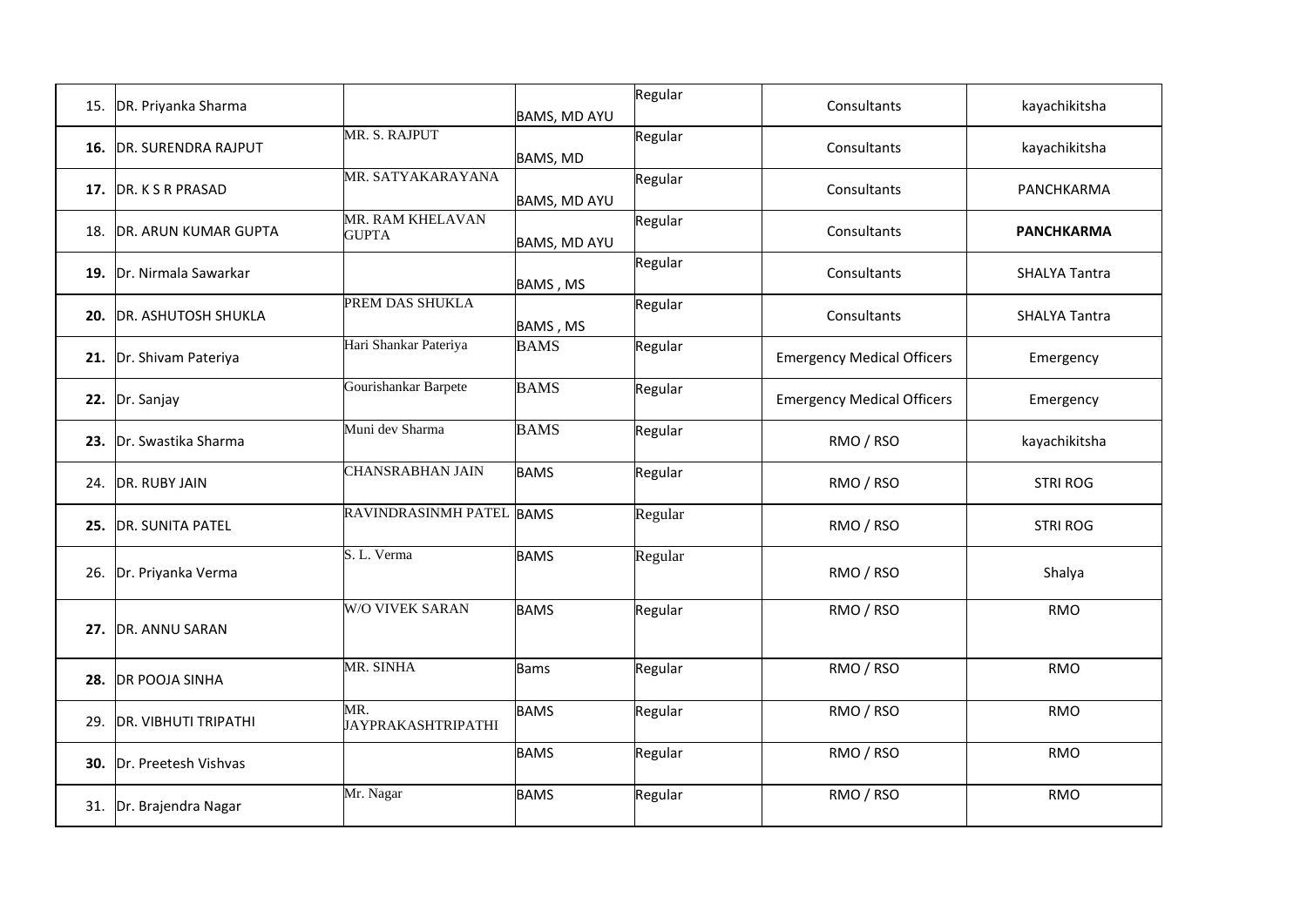| | | | | | | |
|---|---|---|---|---|---|---|
| 15. | DR. Priyanka Sharma | | BAMS, MD AYU | Regular | Consultants | kayachikitsha |
| **16.** | DR. SURENDRA RAJPUT | MR. S. RAJPUT | BAMS, MD | Regular | Consultants | kayachikitsha |
| **17.** | DR. K S R PRASAD | MR. SATYAKARAYANA | BAMS, MD AYU | Regular | Consultants | PANCHKARMA |
| 18. | DR. ARUN KUMAR GUPTA | MR. RAM KHELAVAN GUPTA | BAMS, MD AYU | Regular | Consultants | **PANCHKARMA** |
| **19.** | Dr. Nirmala Sawarkar | | BAMS , MS | Regular | Consultants | SHALYA Tantra |
| **20.** | DR. ASHUTOSH SHUKLA | PREM DAS SHUKLA | BAMS , MS | Regular | Consultants | SHALYA Tantra |
| **21.** | Dr. Shivam Pateriya | Hari Shankar Pateriya | BAMS | Regular | Emergency Medical Officers | Emergency |
| **22.** | Dr. Sanjay | Gourishankar Barpete | BAMS | Regular | Emergency Medical Officers | Emergency |
| **23.** | Dr. Swastika Sharma | Muni dev Sharma | BAMS | Regular | RMO / RSO | kayachikitsha |
| 24. | DR. RUBY JAIN | CHANSRABHAN JAIN | BAMS | Regular | RMO / RSO | STRI ROG |
| **25.** | DR. SUNITA PATEL | RAVINDRASINMH PATEL | BAMS | Regular | RMO / RSO | STRI ROG |
| 26. | Dr. Priyanka Verma | S. L. Verma | BAMS | Regular | RMO / RSO | Shalya |
| **27.** | DR. ANNU SARAN | W/O VIVEK SARAN | BAMS | Regular | RMO / RSO | RMO |
| **28.** | DR POOJA SINHA | MR. SINHA | Bams | Regular | RMO / RSO | RMO |
| 29. | DR. VIBHUTI TRIPATHI | MR. JAYPRAKASHTRIPATHI | BAMS | Regular | RMO / RSO | RMO |
| **30.** | Dr. Preetesh Vishvas | | BAMS | Regular | RMO / RSO | RMO |
| 31. | Dr. Brajendra Nagar | Mr. Nagar | BAMS | Regular | RMO / RSO | RMO |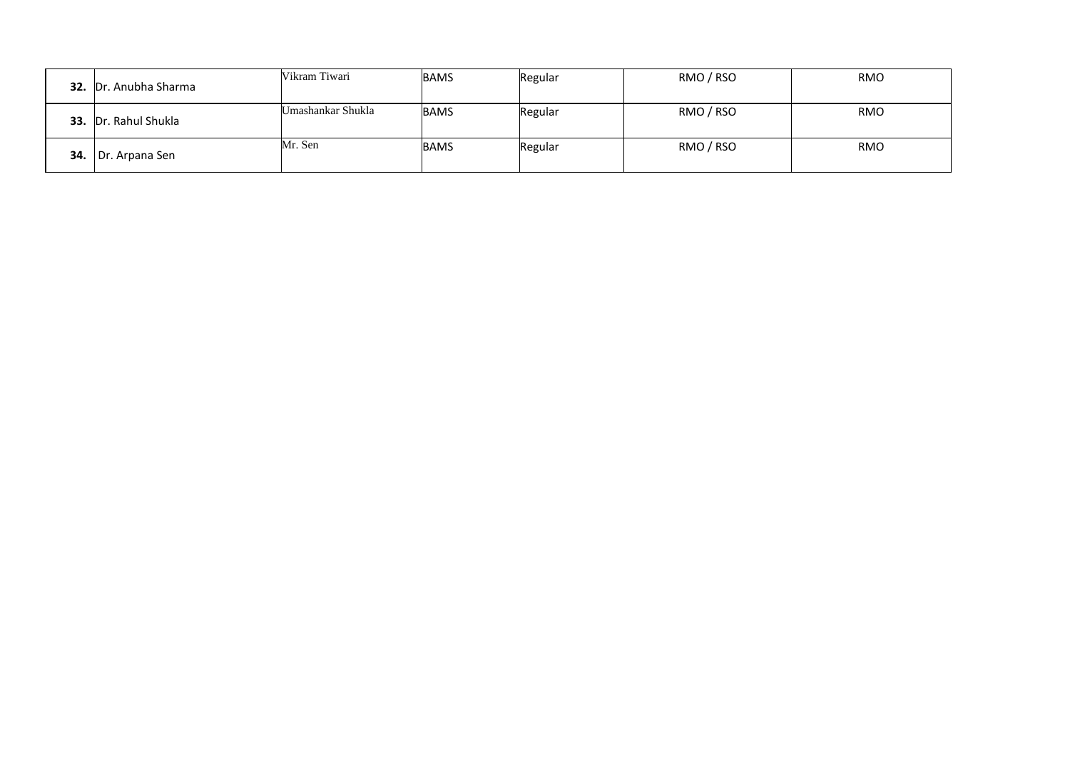| | | | | | | |
|---|---|---|---|---|---|---|
| **32.** | Dr. Anubha Sharma | Vikram Tiwari | BAMS | Regular | RMO / RSO | RMO |
| **33.** | Dr. Rahul Shukla | Umashankar Shukla | BAMS | Regular | RMO / RSO | RMO |
| **34.** | Dr. Arpana Sen | Mr. Sen | BAMS | Regular | RMO / RSO | RMO |